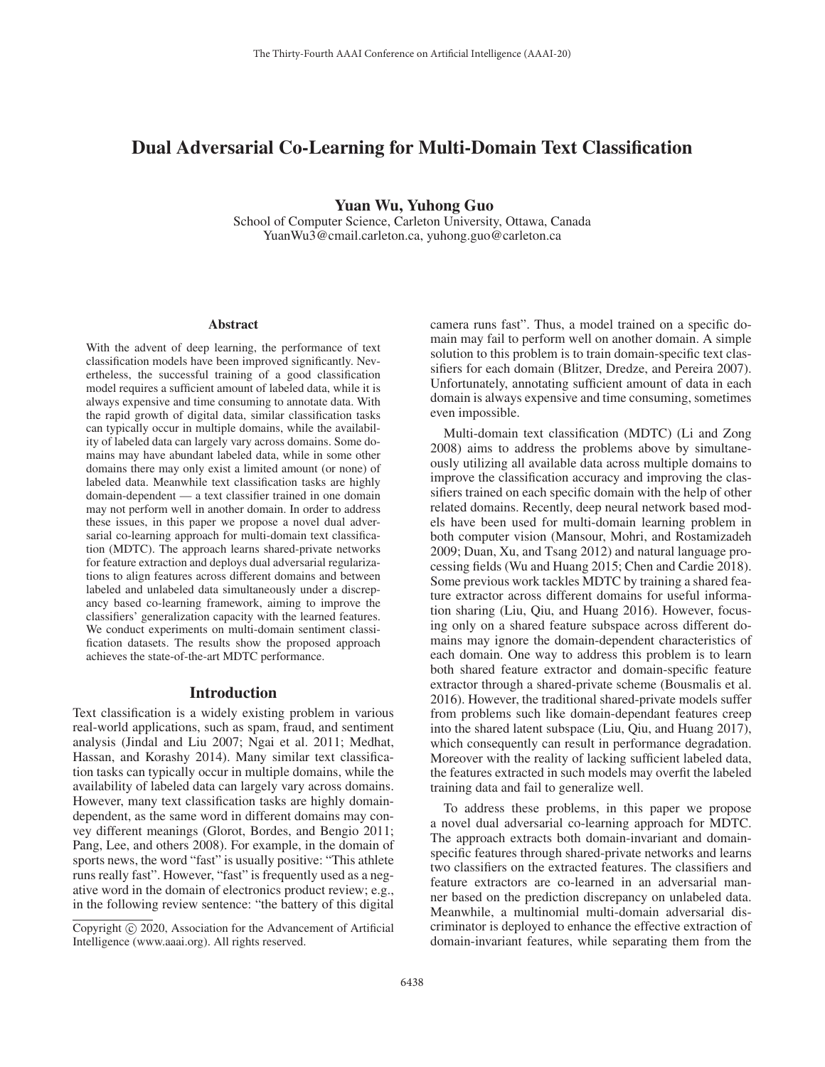# Dual Adversarial Co-Learning for Multi-Domain Text Classification

**Yuan Wu, Yuhong Guo**
School of Computer Science, Carleton University, Ottawa, Canada
YuanWu3@cmail.carleton.ca, yuhong.guo@carleton.ca

## Abstract

With the advent of deep learning, the performance of text classification models have been improved significantly. Nevertheless, the successful training of a good classification model requires a sufficient amount of labeled data, while it is always expensive and time consuming to annotate data. With the rapid growth of digital data, similar classification tasks can typically occur in multiple domains, while the availability of labeled data can largely vary across domains. Some domains may have abundant labeled data, while in some other domains there may only exist a limited amount (or none) of labeled data. Meanwhile text classification tasks are highly domain-dependent — a text classifier trained in one domain may not perform well in another domain. In order to address these issues, in this paper we propose a novel dual adversarial co-learning approach for multi-domain text classification (MDTC). The approach learns shared-private networks for feature extraction and deploys dual adversarial regularizations to align features across different domains and between labeled and unlabeled data simultaneously under a discrepancy based co-learning framework, aiming to improve the classifiers' generalization capacity with the learned features. We conduct experiments on multi-domain sentiment classification datasets. The results show the proposed approach achieves the state-of-the-art MDTC performance.

## Introduction

Text classification is a widely existing problem in various real-world applications, such as spam, fraud, and sentiment analysis (Jindal and Liu 2007; Ngai et al. 2011; Medhat, Hassan, and Korashy 2014). Many similar text classification tasks can typically occur in multiple domains, while the availability of labeled data can largely vary across domains. However, many text classification tasks are highly domain-dependent, as the same word in different domains may convey different meanings (Glorot, Bordes, and Bengio 2011; Pang, Lee, and others 2008). For example, in the domain of sports news, the word "fast" is usually positive: "This athlete runs really fast". However, "fast" is frequently used as a negative word in the domain of electronics product review; e.g., in the following review sentence: "the battery of this digital camera runs fast". Thus, a model trained on a specific domain may fail to perform well on another domain. A simple solution to this problem is to train domain-specific text classifiers for each domain (Blitzer, Dredze, and Pereira 2007). Unfortunately, annotating sufficient amount of data in each domain is always expensive and time consuming, sometimes even impossible.

Multi-domain text classification (MDTC) (Li and Zong 2008) aims to address the problems above by simultaneously utilizing all available data across multiple domains to improve the classification accuracy and improving the classifiers trained on each specific domain with the help of other related domains. Recently, deep neural network based models have been used for multi-domain learning problem in both computer vision (Mansour, Mohri, and Rostamizadeh 2009; Duan, Xu, and Tsang 2012) and natural language processing fields (Wu and Huang 2015; Chen and Cardie 2018). Some previous work tackles MDTC by training a shared feature extractor across different domains for useful information sharing (Liu, Qiu, and Huang 2016). However, focusing only on a shared feature subspace across different domains may ignore the domain-dependent characteristics of each domain. One way to address this problem is to learn both shared feature extractor and domain-specific feature extractor through a shared-private scheme (Bousmalis et al. 2016). However, the traditional shared-private models suffer from problems such like domain-dependant features creep into the shared latent subspace (Liu, Qiu, and Huang 2017), which consequently can result in performance degradation. Moreover with the reality of lacking sufficient labeled data, the features extracted in such models may overfit the labeled training data and fail to generalize well.

To address these problems, in this paper we propose a novel dual adversarial co-learning approach for MDTC. The approach extracts both domain-invariant and domain-specific features through shared-private networks and learns two classifiers on the extracted features. The classifiers and feature extractors are co-learned in an adversarial manner based on the prediction discrepancy on unlabeled data. Meanwhile, a multinomial multi-domain adversarial discriminator is deployed to enhance the effective extraction of domain-invariant features, while separating them from the

Copyright © 2020, Association for the Advancement of Artificial Intelligence (www.aaai.org). All rights reserved.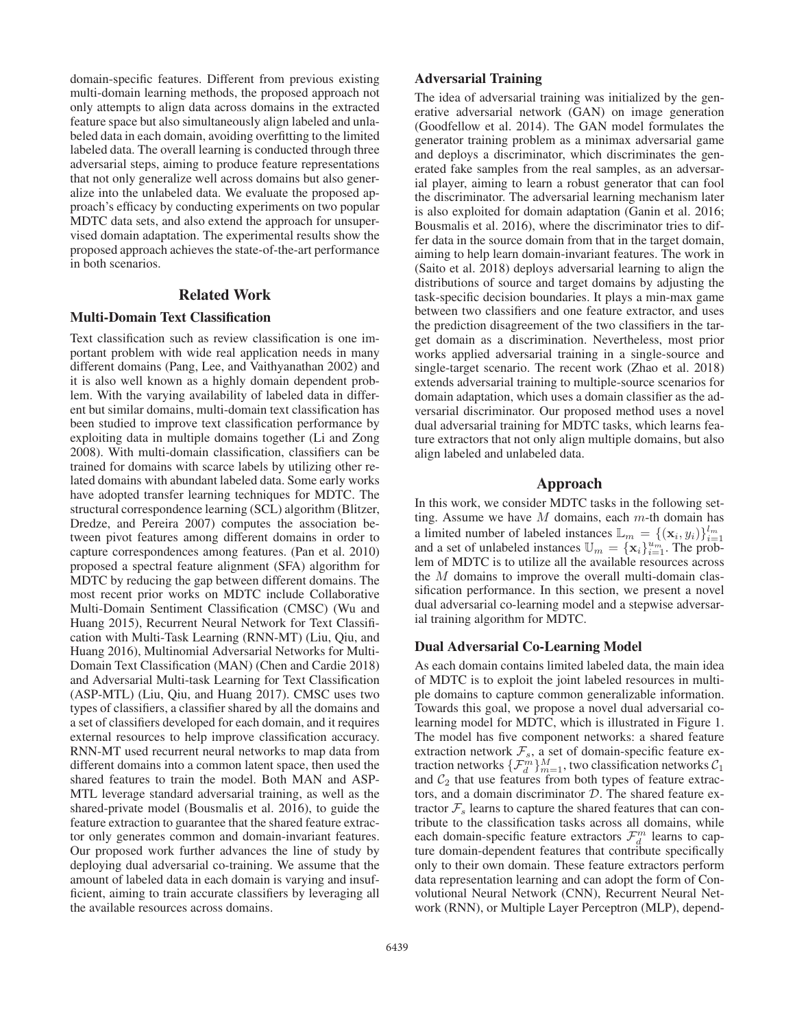domain-specific features. Different from previous existing multi-domain learning methods, the proposed approach not only attempts to align data across domains in the extracted feature space but also simultaneously align labeled and unlabeled data in each domain, avoiding overfitting to the limited labeled data. The overall learning is conducted through three adversarial steps, aiming to produce feature representations that not only generalize well across domains but also generalize into the unlabeled data. We evaluate the proposed approach's efficacy by conducting experiments on two popular MDTC data sets, and also extend the approach for unsupervised domain adaptation. The experimental results show the proposed approach achieves the state-of-the-art performance in both scenarios.

## Related Work

### Multi-Domain Text Classification

Text classification such as review classification is one important problem with wide real application needs in many different domains (Pang, Lee, and Vaithyanathan 2002) and it is also well known as a highly domain dependent problem. With the varying availability of labeled data in different but similar domains, multi-domain text classification has been studied to improve text classification performance by exploiting data in multiple domains together (Li and Zong 2008). With multi-domain classification, classifiers can be trained for domains with scarce labels by utilizing other related domains with abundant labeled data. Some early works have adopted transfer learning techniques for MDTC. The structural correspondence learning (SCL) algorithm (Blitzer, Dredze, and Pereira 2007) computes the association between pivot features among different domains in order to capture correspondences among features. (Pan et al. 2010) proposed a spectral feature alignment (SFA) algorithm for MDTC by reducing the gap between different domains. The most recent prior works on MDTC include Collaborative Multi-Domain Sentiment Classification (CMSC) (Wu and Huang 2015), Recurrent Neural Network for Text Classification with Multi-Task Learning (RNN-MT) (Liu, Qiu, and Huang 2016), Multinomial Adversarial Networks for Multi-Domain Text Classification (MAN) (Chen and Cardie 2018) and Adversarial Multi-task Learning for Text Classification (ASP-MTL) (Liu, Qiu, and Huang 2017). CMSC uses two types of classifiers, a classifier shared by all the domains and a set of classifiers developed for each domain, and it requires external resources to help improve classification accuracy. RNN-MT used recurrent neural networks to map data from different domains into a common latent space, then used the shared features to train the model. Both MAN and ASP-MTL leverage standard adversarial training, as well as the shared-private model (Bousmalis et al. 2016), to guide the feature extraction to guarantee that the shared feature extractor only generates common and domain-invariant features. Our proposed work further advances the line of study by deploying dual adversarial co-training. We assume that the amount of labeled data in each domain is varying and insufficient, aiming to train accurate classifiers by leveraging all the available resources across domains.

### Adversarial Training

The idea of adversarial training was initialized by the generative adversarial network (GAN) on image generation (Goodfellow et al. 2014). The GAN model formulates the generator training problem as a minimax adversarial game and deploys a discriminator, which discriminates the generated fake samples from the real samples, as an adversarial player, aiming to learn a robust generator that can fool the discriminator. The adversarial learning mechanism later is also exploited for domain adaptation (Ganin et al. 2016; Bousmalis et al. 2016), where the discriminator tries to differ data in the source domain from that in the target domain, aiming to help learn domain-invariant features. The work in (Saito et al. 2018) deploys adversarial learning to align the distributions of source and target domains by adjusting the task-specific decision boundaries. It plays a min-max game between two classifiers and one feature extractor, and uses the prediction disagreement of the two classifiers in the target domain as a discrimination. Nevertheless, most prior works applied adversarial training in a single-source and single-target scenario. The recent work (Zhao et al. 2018) extends adversarial training to multiple-source scenarios for domain adaptation, which uses a domain classifier as the adversarial discriminator. Our proposed method uses a novel dual adversarial training for MDTC tasks, which learns feature extractors that not only align multiple domains, but also align labeled and unlabeled data.

## Approach

In this work, we consider MDTC tasks in the following setting. Assume we have $M$ domains, each $m$-th domain has a limited number of labeled instances $\mathbb{L}_m = \{(\mathbf{x}_i, y_i)\}_{i=1}^{l_m}$ and a set of unlabeled instances $\mathbb{U}_m = \{\mathbf{x}_i\}_{i=1}^{u_m}$. The problem of MDTC is to utilize all the available resources across the $M$ domains to improve the overall multi-domain classification performance. In this section, we present a novel dual adversarial co-learning model and a stepwise adversarial training algorithm for MDTC.

### Dual Adversarial Co-Learning Model

As each domain contains limited labeled data, the main idea of MDTC is to exploit the joint labeled resources in multiple domains to capture common generalizable information. Towards this goal, we propose a novel dual adversarial co-learning model for MDTC, which is illustrated in Figure 1. The model has five component networks: a shared feature extraction network $\mathcal{F}_s$, a set of domain-specific feature extraction networks $\{\mathcal{F}_d^m\}_{m=1}^M$, two classification networks $\mathcal{C}_1$ and $\mathcal{C}_2$ that use features from both types of feature extractors, and a domain discriminator $\mathcal{D}$. The shared feature extractor $\mathcal{F}_s$ learns to capture the shared features that can contribute to the classification tasks across all domains, while each domain-specific feature extractors $\mathcal{F}_d^m$ learns to capture domain-dependent features that contribute specifically only to their own domain. These feature extractors perform data representation learning and can adopt the form of Convolutional Neural Network (CNN), Recurrent Neural Network (RNN), or Multiple Layer Perceptron (MLP), depend-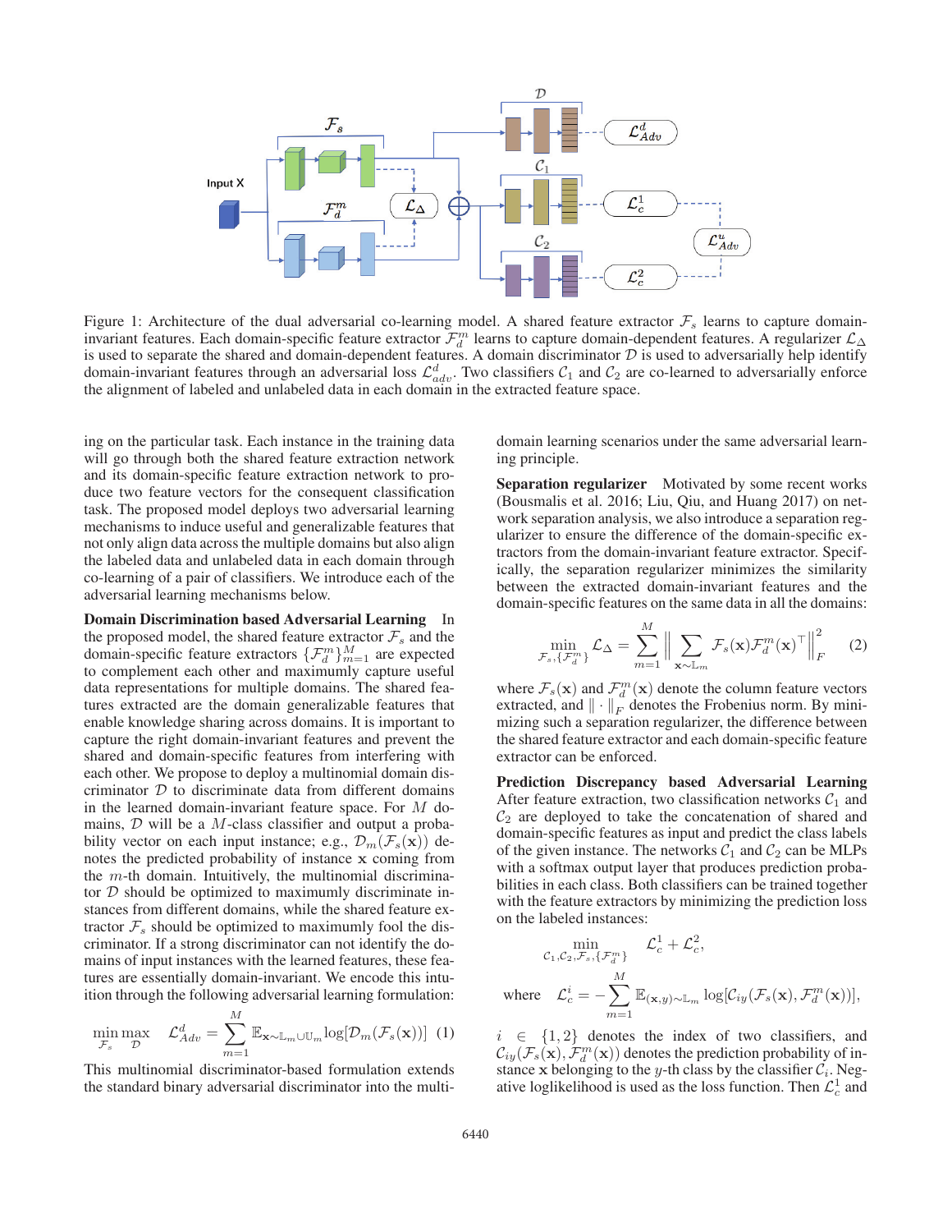Figure 1: Architecture of the dual adversarial co-learning model. A shared feature extractor $\mathcal{F}_s$ learns to capture domain-invariant features. Each domain-specific feature extractor $\mathcal{F}_d^m$ learns to capture domain-dependent features. A regularizer $\mathcal{L}_\Delta$ is used to separate the shared and domain-dependent features. A domain discriminator $\mathcal{D}$ is used to adversarially help identify domain-invariant features through an adversarial loss $\mathcal{L}_{adv}^d$. Two classifiers $\mathcal{C}_1$ and $\mathcal{C}_2$ are co-learned to adversarially enforce the alignment of labeled and unlabeled data in each domain in the extracted feature space.

ing on the particular task. Each instance in the training data will go through both the shared feature extraction network and its domain-specific feature extraction network to produce two feature vectors for the consequent classification task. The proposed model deploys two adversarial learning mechanisms to induce useful and generalizable features that not only align data across the multiple domains but also align the labeled data and unlabeled data in each domain through co-learning of a pair of classifiers. We introduce each of the adversarial learning mechanisms below.

**Domain Discrimination based Adversarial Learning** In the proposed model, the shared feature extractor $\mathcal{F}_s$ and the domain-specific feature extractors $\{\mathcal{F}_d^m\}_{m=1}^M$ are expected to complement each other and maximumly capture useful data representations for multiple domains. The shared features extracted are the domain generalizable features that enable knowledge sharing across domains. It is important to capture the right domain-invariant features and prevent the shared and domain-specific features from interfering with each other. We propose to deploy a multinomial domain discriminator $\mathcal{D}$ to discriminate data from different domains in the learned domain-invariant feature space. For $M$ domains, $\mathcal{D}$ will be a $M$-class classifier and output a probability vector on each input instance; e.g., $\mathcal{D}_m(\mathcal{F}_s(\mathbf{x}))$ denotes the predicted probability of instance $\mathbf{x}$ coming from the $m$-th domain. Intuitively, the multinomial discriminator $\mathcal{D}$ should be optimized to maximumly discriminate instances from different domains, while the shared feature extractor $\mathcal{F}_s$ should be optimized to maximumly fool the discriminator. If a strong discriminator can not identify the domains of input instances with the learned features, these features are essentially domain-invariant. We encode this intuition through the following adversarial learning formulation:

$$\min_{\mathcal{F}_s} \max_{\mathcal{D}} \quad \mathcal{L}_{Adv}^d = \sum_{m=1}^{M} \mathbb{E}_{\mathbf{x} \sim \mathbb{L}_m \cup \mathbb{U}_m} \log[\mathcal{D}_m(\mathcal{F}_s(\mathbf{x}))] \quad (1)$$

This multinomial discriminator-based formulation extends the standard binary adversarial discriminator into the multi-domain learning scenarios under the same adversarial learning principle.

**Separation regularizer** Motivated by some recent works (Bousmalis et al. 2016; Liu, Qiu, and Huang 2017) on network separation analysis, we also introduce a separation regularizer to ensure the difference of the domain-specific extractors from the domain-invariant feature extractor. Specifically, the separation regularizer minimizes the similarity between the extracted domain-invariant features and the domain-specific features on the same data in all the domains:

$$\min_{\mathcal{F}_s, \{\mathcal{F}_d^m\}} \mathcal{L}_\Delta = \sum_{m=1}^{M} \left\| \sum_{\mathbf{x} \sim \mathbb{L}_m} \mathcal{F}_s(\mathbf{x}) \mathcal{F}_d^m(\mathbf{x})^\top \right\|_F^2 \quad (2)$$

where $\mathcal{F}_s(\mathbf{x})$ and $\mathcal{F}_d^m(\mathbf{x})$ denote the column feature vectors extracted, and $\|\cdot\|_F$ denotes the Frobenius norm. By minimizing such a separation regularizer, the difference between the shared feature extractor and each domain-specific feature extractor can be enforced.

**Prediction Discrepancy based Adversarial Learning** After feature extraction, two classification networks $\mathcal{C}_1$ and $\mathcal{C}_2$ are deployed to take the concatenation of shared and domain-specific features as input and predict the class labels of the given instance. The networks $\mathcal{C}_1$ and $\mathcal{C}_2$ can be MLPs with a softmax output layer that produces prediction probabilities in each class. Both classifiers can be trained together with the feature extractors by minimizing the prediction loss on the labeled instances:

$$\min_{\mathcal{C}_1, \mathcal{C}_2, \mathcal{F}_s, \{\mathcal{F}_d^m\}} \quad \mathcal{L}_c^1 + \mathcal{L}_c^2,$$

$$\text{where} \quad \mathcal{L}_c^i = -\sum_{m=1}^{M} \mathbb{E}_{(\mathbf{x},y) \sim \mathbb{L}_m} \log[\mathcal{C}_{iy}(\mathcal{F}_s(\mathbf{x}), \mathcal{F}_d^m(\mathbf{x}))],$$

$i \in \{1, 2\}$ denotes the index of two classifiers, and $\mathcal{C}_{iy}(\mathcal{F}_s(\mathbf{x}), \mathcal{F}_d^m(\mathbf{x}))$ denotes the prediction probability of instance $\mathbf{x}$ belonging to the $y$-th class by the classifier $\mathcal{C}_i$. Negative loglikelihood is used as the loss function. Then $\mathcal{L}_c^1$ and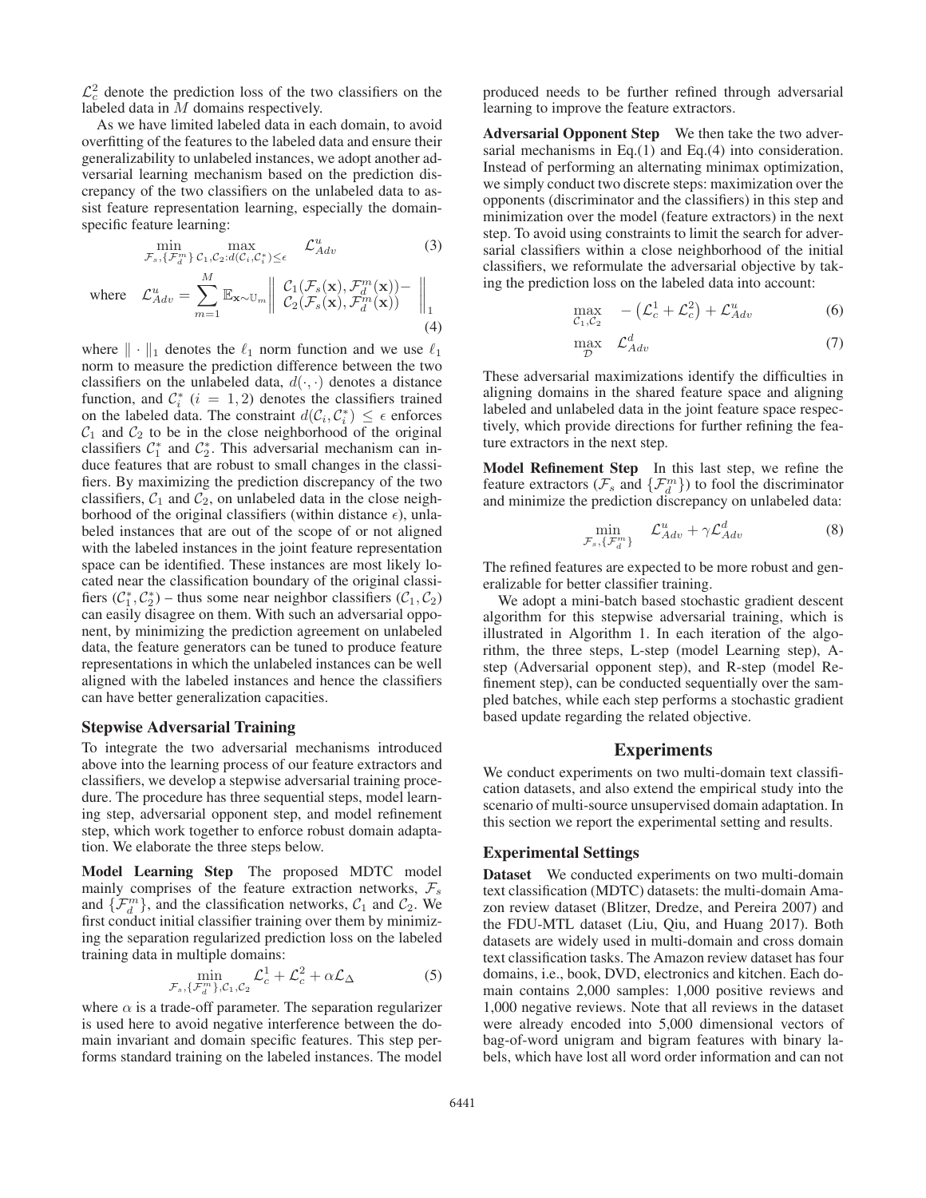$\mathcal{L}_c^2$ denote the prediction loss of the two classifiers on the labeled data in $M$ domains respectively.

As we have limited labeled data in each domain, to avoid overfitting of the features to the labeled data and ensure their generalizability to unlabeled instances, we adopt another adversarial learning mechanism based on the prediction discrepancy of the two classifiers on the unlabeled data to assist feature representation learning, especially the domain-specific feature learning:

$$\min_{\mathcal{F}_s,\{\mathcal{F}_d^m\}} \max_{\mathcal{C}_1,\mathcal{C}_2: d(\mathcal{C}_i,\mathcal{C}_i^*)\leq\epsilon} \mathcal{L}_{Adv}^u \tag{3}$$

$$\text{where} \quad \mathcal{L}_{Adv}^u = \sum_{m=1}^{M} \mathbb{E}_{\mathbf{x}\sim\mathbb{U}_m} \left\| \begin{array}{l} \mathcal{C}_1(\mathcal{F}_s(\mathbf{x}), \mathcal{F}_d^m(\mathbf{x})) - \\ \mathcal{C}_2(\mathcal{F}_s(\mathbf{x}), \mathcal{F}_d^m(\mathbf{x})) \end{array} \right\|_1 \tag{4}$$

where $\|\cdot\|_1$ denotes the $\ell_1$ norm function and we use $\ell_1$ norm to measure the prediction difference between the two classifiers on the unlabeled data, $d(\cdot,\cdot)$ denotes a distance function, and $\mathcal{C}_i^*$ $(i = 1, 2)$ denotes the classifiers trained on the labeled data. The constraint $d(\mathcal{C}_i, \mathcal{C}_i^*) \leq \epsilon$ enforces $\mathcal{C}_1$ and $\mathcal{C}_2$ to be in the close neighborhood of the original classifiers $\mathcal{C}_1^*$ and $\mathcal{C}_2^*$. This adversarial mechanism can induce features that are robust to small changes in the classifiers. By maximizing the prediction discrepancy of the two classifiers, $\mathcal{C}_1$ and $\mathcal{C}_2$, on unlabeled data in the close neighborhood of the original classifiers (within distance $\epsilon$), unlabeled instances that are out of the scope of or not aligned with the labeled instances in the joint feature representation space can be identified. These instances are most likely located near the classification boundary of the original classifiers $(\mathcal{C}_1^*, \mathcal{C}_2^*)$ – thus some near neighbor classifiers $(\mathcal{C}_1, \mathcal{C}_2)$ can easily disagree on them. With such an adversarial opponent, by minimizing the prediction agreement on unlabeled data, the feature generators can be tuned to produce feature representations in which the unlabeled instances can be well aligned with the labeled instances and hence the classifiers can have better generalization capacities.

### Stepwise Adversarial Training

To integrate the two adversarial mechanisms introduced above into the learning process of our feature extractors and classifiers, we develop a stepwise adversarial training procedure. The procedure has three sequential steps, model learning step, adversarial opponent step, and model refinement step, which work together to enforce robust domain adaptation. We elaborate the three steps below.

**Model Learning Step** The proposed MDTC model mainly comprises of the feature extraction networks, $\mathcal{F}_s$ and $\{\mathcal{F}_d^m\}$, and the classification networks, $\mathcal{C}_1$ and $\mathcal{C}_2$. We first conduct initial classifier training over them by minimizing the separation regularized prediction loss on the labeled training data in multiple domains:

$$\min_{\mathcal{F}_s,\{\mathcal{F}_d^m\},\mathcal{C}_1,\mathcal{C}_2} \mathcal{L}_c^1 + \mathcal{L}_c^2 + \alpha\mathcal{L}_\Delta \tag{5}$$

where $\alpha$ is a trade-off parameter. The separation regularizer is used here to avoid negative interference between the domain invariant and domain specific features. This step performs standard training on the labeled instances. The model produced needs to be further refined through adversarial learning to improve the feature extractors.

**Adversarial Opponent Step** We then take the two adversarial mechanisms in Eq.(1) and Eq.(4) into consideration. Instead of performing an alternating minimax optimization, we simply conduct two discrete steps: maximization over the opponents (discriminator and the classifiers) in this step and minimization over the model (feature extractors) in the next step. To avoid using constraints to limit the search for adversarial classifiers within a close neighborhood of the initial classifiers, we reformulate the adversarial objective by taking the prediction loss on the labeled data into account:

$$\max_{\mathcal{C}_1,\mathcal{C}_2} \quad -\left(\mathcal{L}_c^1 + \mathcal{L}_c^2\right) + \mathcal{L}_{Adv}^u \tag{6}$$

$$\max_{\mathcal{D}} \quad \mathcal{L}_{Adv}^d \tag{7}$$

These adversarial maximizations identify the difficulties in aligning domains in the shared feature space and aligning labeled and unlabeled data in the joint feature space respectively, which provide directions for further refining the feature extractors in the next step.

**Model Refinement Step** In this last step, we refine the feature extractors ($\mathcal{F}_s$ and $\{\mathcal{F}_d^m\}$) to fool the discriminator and minimize the prediction discrepancy on unlabeled data:

$$\min_{\mathcal{F}_s,\{\mathcal{F}_d^m\}} \quad \mathcal{L}_{Adv}^u + \gamma\mathcal{L}_{Adv}^d \tag{8}$$

The refined features are expected to be more robust and generalizable for better classifier training.

We adopt a mini-batch based stochastic gradient descent algorithm for this stepwise adversarial training, which is illustrated in Algorithm 1. In each iteration of the algorithm, the three steps, L-step (model Learning step), A-step (Adversarial opponent step), and R-step (model Refinement step), can be conducted sequentially over the sampled batches, while each step performs a stochastic gradient based update regarding the related objective.

## Experiments

We conduct experiments on two multi-domain text classification datasets, and also extend the empirical study into the scenario of multi-source unsupervised domain adaptation. In this section we report the experimental setting and results.

### Experimental Settings

**Dataset** We conducted experiments on two multi-domain text classification (MDTC) datasets: the multi-domain Amazon review dataset (Blitzer, Dredze, and Pereira 2007) and the FDU-MTL dataset (Liu, Qiu, and Huang 2017). Both datasets are widely used in multi-domain and cross domain text classification tasks. The Amazon review dataset has four domains, i.e., book, DVD, electronics and kitchen. Each domain contains 2,000 samples: 1,000 positive reviews and 1,000 negative reviews. Note that all reviews in the dataset were already encoded into 5,000 dimensional vectors of bag-of-word unigram and bigram features with binary labels, which have lost all word order information and can not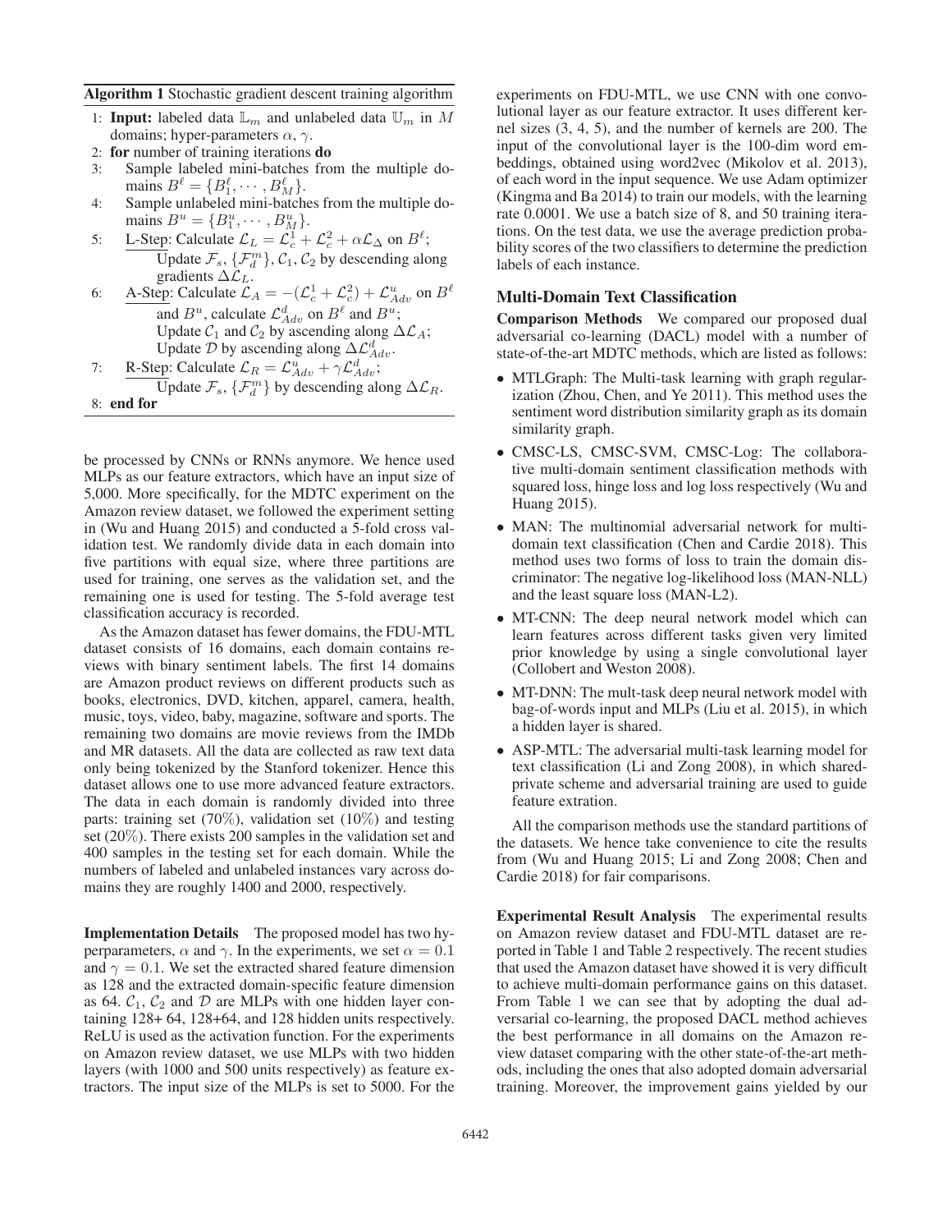**Algorithm 1** Stochastic gradient descent training algorithm

1: **Input:** labeled data $\mathbb{L}_m$ and unlabeled data $\mathbb{U}_m$ in $M$ domains; hyper-parameters $\alpha$, $\gamma$.
2: **for** number of training iterations **do**
3: Sample labeled mini-batches from the multiple domains $B^\ell = \{B_1^\ell, \cdots, B_M^\ell\}$.
4: Sample unlabeled mini-batches from the multiple domains $B^u = \{B_1^u, \cdots, B_M^u\}$.
5: L-Step: Calculate $\mathcal{L}_L = \mathcal{L}_c^1 + \mathcal{L}_c^2 + \alpha\mathcal{L}_\Delta$ on $B^\ell$;
   Update $\mathcal{F}_s, \{\mathcal{F}_d^m\}, \mathcal{C}_1, \mathcal{C}_2$ by descending along gradients $\Delta\mathcal{L}_L$.
6: A-Step: Calculate $\mathcal{L}_A = -(\mathcal{L}_c^1 + \mathcal{L}_c^2) + \mathcal{L}_{Adv}^u$ on $B^\ell$ and $B^u$, calculate $\mathcal{L}_{Adv}^d$ on $B^\ell$ and $B^u$;
   Update $\mathcal{C}_1$ and $\mathcal{C}_2$ by ascending along $\Delta\mathcal{L}_A$;
   Update $\mathcal{D}$ by ascending along $\Delta\mathcal{L}_{Adv}^d$.
7: R-Step: Calculate $\mathcal{L}_R = \mathcal{L}_{Adv}^u + \gamma\mathcal{L}_{Adv}^d$;
   Update $\mathcal{F}_s, \{\mathcal{F}_d^m\}$ by descending along $\Delta\mathcal{L}_R$.
8: **end for**

be processed by CNNs or RNNs anymore. We hence used MLPs as our feature extractors, which have an input size of 5,000. More specifically, for the MDTC experiment on the Amazon review dataset, we followed the experiment setting in (Wu and Huang 2015) and conducted a 5-fold cross validation test. We randomly divide data in each domain into five partitions with equal size, where three partitions are used for training, one serves as the validation set, and the remaining one is used for testing. The 5-fold average test classification accuracy is recorded.

As the Amazon dataset has fewer domains, the FDU-MTL dataset consists of 16 domains, each domain contains reviews with binary sentiment labels. The first 14 domains are Amazon product reviews on different products such as books, electronics, DVD, kitchen, apparel, camera, health, music, toys, video, baby, magazine, software and sports. The remaining two domains are movie reviews from the IMDb and MR datasets. All the data are collected as raw text data only being tokenized by the Stanford tokenizer. Hence this dataset allows one to use more advanced feature extractors. The data in each domain is randomly divided into three parts: training set (70%), validation set (10%) and testing set (20%). There exists 200 samples in the validation set and 400 samples in the testing set for each domain. While the numbers of labeled and unlabeled instances vary across domains they are roughly 1400 and 2000, respectively.

**Implementation Details** The proposed model has two hyperparameters, $\alpha$ and $\gamma$. In the experiments, we set $\alpha = 0.1$ and $\gamma = 0.1$. We set the extracted shared feature dimension as 128 and the extracted domain-specific feature dimension as 64. $\mathcal{C}_1$, $\mathcal{C}_2$ and $\mathcal{D}$ are MLPs with one hidden layer containing 128+ 64, 128+64, and 128 hidden units respectively. ReLU is used as the activation function. For the experiments on Amazon review dataset, we use MLPs with two hidden layers (with 1000 and 500 units respectively) as feature extractors. The input size of the MLPs is set to 5000. For the experiments on FDU-MTL, we use CNN with one convolutional layer as our feature extractor. It uses different kernel sizes (3, 4, 5), and the number of kernels are 200. The input of the convolutional layer is the 100-dim word embeddings, obtained using word2vec (Mikolov et al. 2013), of each word in the input sequence. We use Adam optimizer (Kingma and Ba 2014) to train our models, with the learning rate 0.0001. We use a batch size of 8, and 50 training iterations. On the test data, we use the average prediction probability scores of the two classifiers to determine the prediction labels of each instance.

## Multi-Domain Text Classification

**Comparison Methods** We compared our proposed dual adversarial co-learning (DACL) model with a number of state-of-the-art MDTC methods, which are listed as follows:

- MTLGraph: The Multi-task learning with graph regularization (Zhou, Chen, and Ye 2011). This method uses the sentiment word distribution similarity graph as its domain similarity graph.
- CMSC-LS, CMSC-SVM, CMSC-Log: The collaborative multi-domain sentiment classification methods with squared loss, hinge loss and log loss respectively (Wu and Huang 2015).
- MAN: The multinomial adversarial network for multi-domain text classification (Chen and Cardie 2018). This method uses two forms of loss to train the domain discriminator: The negative log-likelihood loss (MAN-NLL) and the least square loss (MAN-L2).
- MT-CNN: The deep neural network model which can learn features across different tasks given very limited prior knowledge by using a single convolutional layer (Collobert and Weston 2008).
- MT-DNN: The mult-task deep neural network model with bag-of-words input and MLPs (Liu et al. 2015), in which a hidden layer is shared.
- ASP-MTL: The adversarial multi-task learning model for text classification (Li and Zong 2008), in which shared-private scheme and adversarial training are used to guide feature extration.

All the comparison methods use the standard partitions of the datasets. We hence take convenience to cite the results from (Wu and Huang 2015; Li and Zong 2008; Chen and Cardie 2018) for fair comparisons.

**Experimental Result Analysis** The experimental results on Amazon review dataset and FDU-MTL dataset are reported in Table 1 and Table 2 respectively. The recent studies that used the Amazon dataset have showed it is very difficult to achieve multi-domain performance gains on this dataset. From Table 1 we can see that by adopting the dual adversarial co-learning, the proposed DACL method achieves the best performance in all domains on the Amazon review dataset comparing with the other state-of-the-art methods, including the ones that also adopted domain adversarial training. Moreover, the improvement gains yielded by our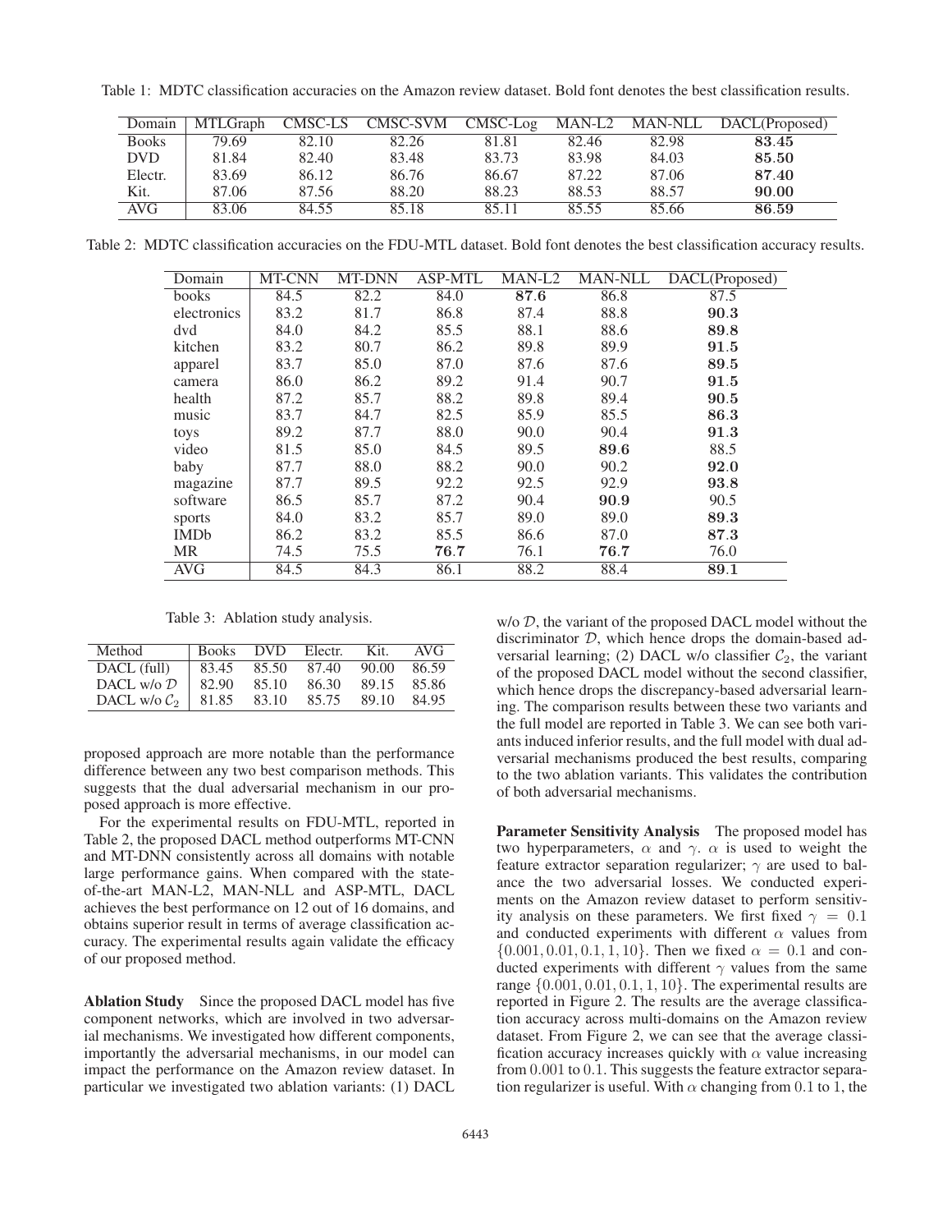Table 1: MDTC classification accuracies on the Amazon review dataset. Bold font denotes the best classification results.

| Domain | MTLGraph | CMSC-LS | CMSC-SVM | CMSC-Log | MAN-L2 | MAN-NLL | DACL(Proposed) |
|---|---|---|---|---|---|---|---|
| Books | 79.69 | 82.10 | 82.26 | 81.81 | 82.46 | 82.98 | **83.45** |
| DVD | 81.84 | 82.40 | 83.48 | 83.73 | 83.98 | 84.03 | **85.50** |
| Electr. | 83.69 | 86.12 | 86.76 | 86.67 | 87.22 | 87.06 | **87.40** |
| Kit. | 87.06 | 87.56 | 88.20 | 88.23 | 88.53 | 88.57 | **90.00** |
| AVG | 83.06 | 84.55 | 85.18 | 85.11 | 85.55 | 85.66 | **86.59** |

Table 2: MDTC classification accuracies on the FDU-MTL dataset. Bold font denotes the best classification accuracy results.

| Domain | MT-CNN | MT-DNN | ASP-MTL | MAN-L2 | MAN-NLL | DACL(Proposed) |
|---|---|---|---|---|---|---|
| books | 84.5 | 82.2 | 84.0 | **87.6** | 86.8 | 87.5 |
| electronics | 83.2 | 81.7 | 86.8 | 87.4 | 88.8 | **90.3** |
| dvd | 84.0 | 84.2 | 85.5 | 88.1 | 88.6 | **89.8** |
| kitchen | 83.2 | 80.7 | 86.2 | 89.8 | 89.9 | **91.5** |
| apparel | 83.7 | 85.0 | 87.0 | 87.6 | 87.6 | **89.5** |
| camera | 86.0 | 86.2 | 89.2 | 91.4 | 90.7 | **91.5** |
| health | 87.2 | 85.7 | 88.2 | 89.8 | 89.4 | **90.5** |
| music | 83.7 | 84.7 | 82.5 | 85.9 | 85.5 | **86.3** |
| toys | 89.2 | 87.7 | 88.0 | 90.0 | 90.4 | **91.3** |
| video | 81.5 | 85.0 | 84.5 | 89.5 | **89.6** | 88.5 |
| baby | 87.7 | 88.0 | 88.2 | 90.0 | 90.2 | **92.0** |
| magazine | 87.7 | 89.5 | 92.2 | 92.5 | 92.9 | **93.8** |
| software | 86.5 | 85.7 | 87.2 | 90.4 | **90.9** | 90.5 |
| sports | 84.0 | 83.2 | 85.7 | 89.0 | 89.0 | **89.3** |
| IMDb | 86.2 | 83.2 | 85.5 | 86.6 | 87.0 | **87.3** |
| MR | 74.5 | 75.5 | **76.7** | 76.1 | **76.7** | 76.0 |
| AVG | 84.5 | 84.3 | 86.1 | 88.2 | 88.4 | **89.1** |

Table 3: Ablation study analysis.

| Method | Books | DVD | Electr. | Kit. | AVG |
|---|---|---|---|---|---|
| DACL (full) | 83.45 | 85.50 | 87.40 | 90.00 | 86.59 |
| DACL w/o $\mathcal{D}$ | 82.90 | 85.10 | 86.30 | 89.15 | 85.86 |
| DACL w/o $\mathcal{C}_2$ | 81.85 | 83.10 | 85.75 | 89.10 | 84.95 |

proposed approach are more notable than the performance difference between any two best comparison methods. This suggests that the dual adversarial mechanism in our proposed approach is more effective.

For the experimental results on FDU-MTL, reported in Table 2, the proposed DACL method outperforms MT-CNN and MT-DNN consistently across all domains with notable large performance gains. When compared with the state-of-the-art MAN-L2, MAN-NLL and ASP-MTL, DACL achieves the best performance on 12 out of 16 domains, and obtains superior result in terms of average classification accuracy. The experimental results again validate the efficacy of our proposed method.

**Ablation Study** Since the proposed DACL model has five component networks, which are involved in two adversarial mechanisms. We investigated how different components, importantly the adversarial mechanisms, in our model can impact the performance on the Amazon review dataset. In particular we investigated two ablation variants: (1) DACL w/o $\mathcal{D}$, the variant of the proposed DACL model without the discriminator $\mathcal{D}$, which hence drops the domain-based adversarial learning; (2) DACL w/o classifier $\mathcal{C}_2$, the variant of the proposed DACL model without the second classifier, which hence drops the discrepancy-based adversarial learning. The comparison results between these two variants and the full model are reported in Table 3. We can see both variants induced inferior results, and the full model with dual adversarial mechanisms produced the best results, comparing to the two ablation variants. This validates the contribution of both adversarial mechanisms.

**Parameter Sensitivity Analysis** The proposed model has two hyperparameters, $\alpha$ and $\gamma$. $\alpha$ is used to weight the feature extractor separation regularizer; $\gamma$ are used to balance the two adversarial losses. We conducted experiments on the Amazon review dataset to perform sensitivity analysis on these parameters. We first fixed $\gamma = 0.1$ and conducted experiments with different $\alpha$ values from $\{0.001, 0.01, 0.1, 1, 10\}$. Then we fixed $\alpha = 0.1$ and conducted experiments with different $\gamma$ values from the same range $\{0.001, 0.01, 0.1, 1, 10\}$. The experimental results are reported in Figure 2. The results are the average classification accuracy across multi-domains on the Amazon review dataset. From Figure 2, we can see that the average classification accuracy increases quickly with $\alpha$ value increasing from $0.001$ to $0.1$. This suggests the feature extractor separation regularizer is useful. With $\alpha$ changing from $0.1$ to $1$, the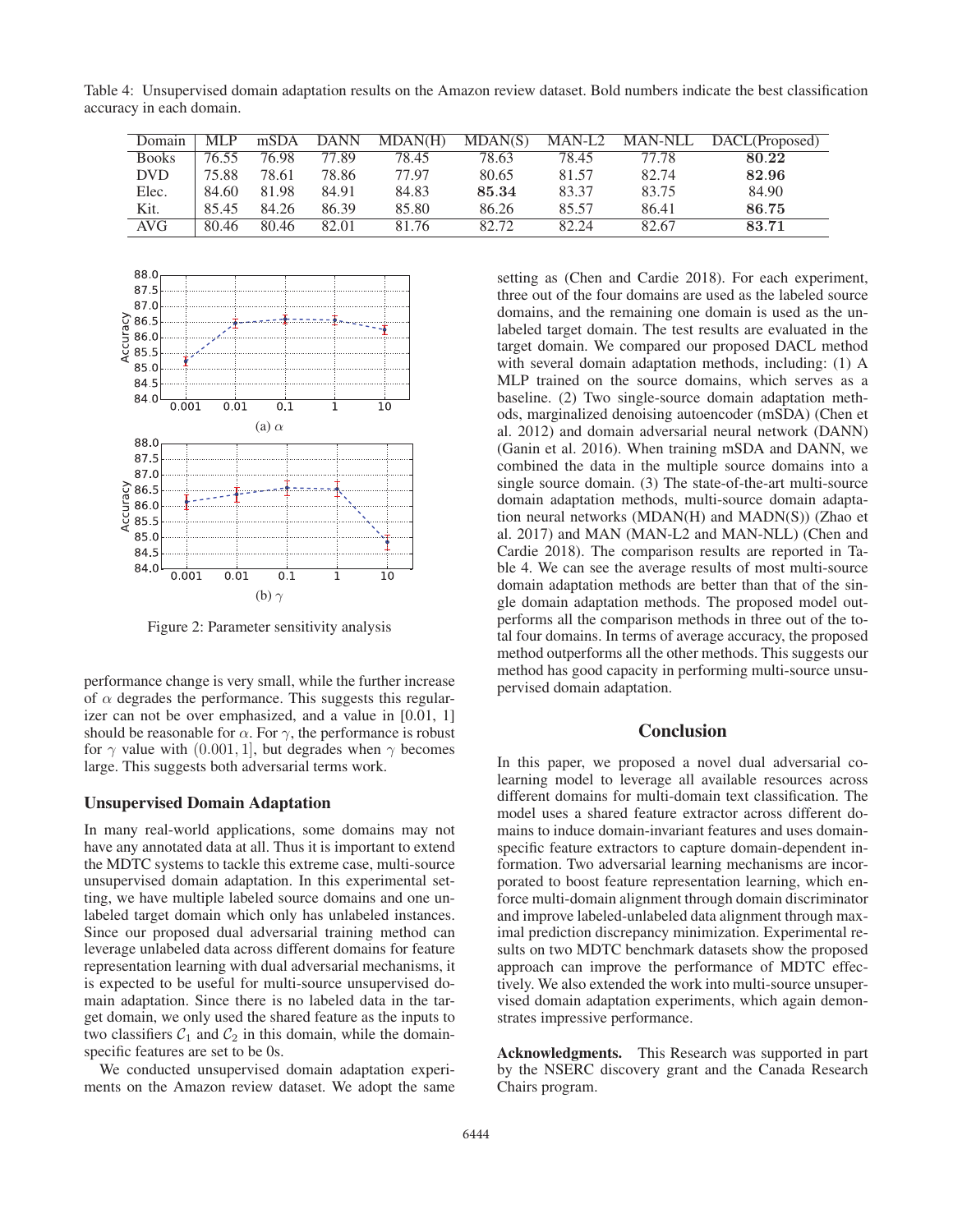Table 4: Unsupervised domain adaptation results on the Amazon review dataset. Bold numbers indicate the best classification accuracy in each domain.

| Domain | MLP | mSDA | DANN | MDAN(H) | MDAN(S) | MAN-L2 | MAN-NLL | DACL(Proposed) |
|---|---|---|---|---|---|---|---|---|
| Books | 76.55 | 76.98 | 77.89 | 78.45 | 78.63 | 78.45 | 77.78 | **80.22** |
| DVD | 75.88 | 78.61 | 78.86 | 77.97 | 80.65 | 81.57 | 82.74 | **82.96** |
| Elec. | 84.60 | 81.98 | 84.91 | 84.83 | **85.34** | 83.37 | 83.75 | 84.90 |
| Kit. | 85.45 | 84.26 | 86.39 | 85.80 | 86.26 | 85.57 | 86.41 | **86.75** |
| AVG | 80.46 | 80.46 | 82.01 | 81.76 | 82.72 | 82.24 | 82.67 | **83.71** |

(a) $\alpha$

(b) $\gamma$

Figure 2: Parameter sensitivity analysis

performance change is very small, while the further increase of $\alpha$ degrades the performance. This suggests this regularizer can not be over emphasized, and a value in [0.01, 1] should be reasonable for $\alpha$. For $\gamma$, the performance is robust for $\gamma$ value with $(0.001, 1]$, but degrades when $\gamma$ becomes large. This suggests both adversarial terms work.

### Unsupervised Domain Adaptation

In many real-world applications, some domains may not have any annotated data at all. Thus it is important to extend the MDTC systems to tackle this extreme case, multi-source unsupervised domain adaptation. In this experimental setting, we have multiple labeled source domains and one unlabeled target domain which only has unlabeled instances. Since our proposed dual adversarial training method can leverage unlabeled data across different domains for feature representation learning with dual adversarial mechanisms, it is expected to be useful for multi-source unsupervised domain adaptation. Since there is no labeled data in the target domain, we only used the shared feature as the inputs to two classifiers $\mathcal{C}_1$ and $\mathcal{C}_2$ in this domain, while the domain-specific features are set to be 0s.

We conducted unsupervised domain adaptation experiments on the Amazon review dataset. We adopt the same setting as (Chen and Cardie 2018). For each experiment, three out of the four domains are used as the labeled source domains, and the remaining one domain is used as the unlabeled target domain. The test results are evaluated in the target domain. We compared our proposed DACL method with several domain adaptation methods, including: (1) A MLP trained on the source domains, which serves as a baseline. (2) Two single-source domain adaptation methods, marginalized denoising autoencoder (mSDA) (Chen et al. 2012) and domain adversarial neural network (DANN) (Ganin et al. 2016). When training mSDA and DANN, we combined the data in the multiple source domains into a single source domain. (3) The state-of-the-art multi-source domain adaptation methods, multi-source domain adaptation neural networks (MDAN(H) and MADN(S)) (Zhao et al. 2017) and MAN (MAN-L2 and MAN-NLL) (Chen and Cardie 2018). The comparison results are reported in Table 4. We can see the average results of most multi-source domain adaptation methods are better than that of the single domain adaptation methods. The proposed model outperforms all the comparison methods in three out of the total four domains. In terms of average accuracy, the proposed method outperforms all the other methods. This suggests our method has good capacity in performing multi-source unsupervised domain adaptation.

## Conclusion

In this paper, we proposed a novel dual adversarial co-learning model to leverage all available resources across different domains for multi-domain text classification. The model uses a shared feature extractor across different domains to induce domain-invariant features and uses domain-specific feature extractors to capture domain-dependent information. Two adversarial learning mechanisms are incorporated to boost feature representation learning, which enforce multi-domain alignment through domain discriminator and improve labeled-unlabeled data alignment through maximal prediction discrepancy minimization. Experimental results on two MDTC benchmark datasets show the proposed approach can improve the performance of MDTC effectively. We also extended the work into multi-source unsupervised domain adaptation experiments, which again demonstrates impressive performance.

**Acknowledgments.** This Research was supported in part by the NSERC discovery grant and the Canada Research Chairs program.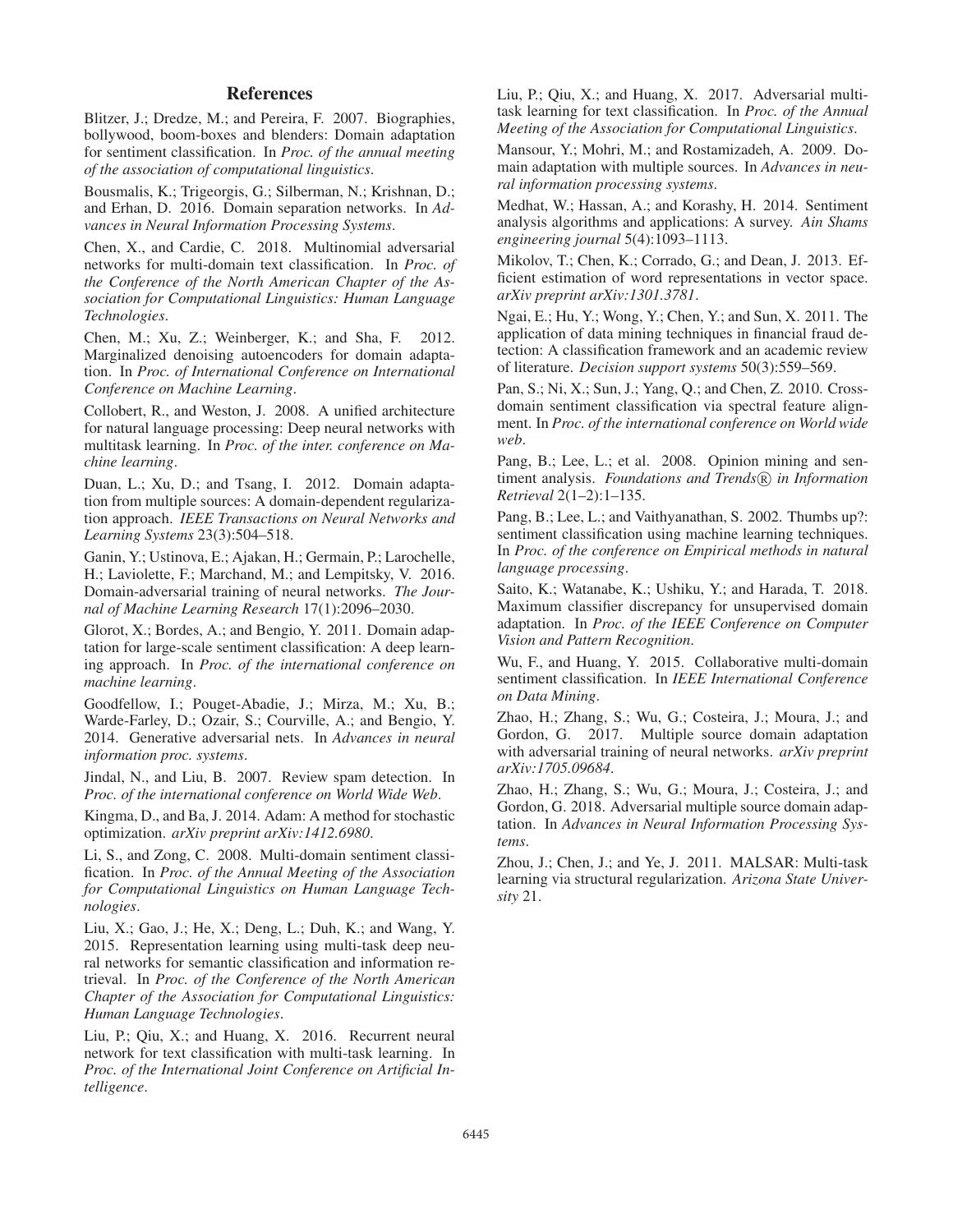## References

Blitzer, J.; Dredze, M.; and Pereira, F. 2007. Biographies, bollywood, boom-boxes and blenders: Domain adaptation for sentiment classification. In *Proc. of the annual meeting of the association of computational linguistics*.

Bousmalis, K.; Trigeorgis, G.; Silberman, N.; Krishnan, D.; and Erhan, D. 2016. Domain separation networks. In *Advances in Neural Information Processing Systems*.

Chen, X., and Cardie, C. 2018. Multinomial adversarial networks for multi-domain text classification. In *Proc. of the Conference of the North American Chapter of the Association for Computational Linguistics: Human Language Technologies*.

Chen, M.; Xu, Z.; Weinberger, K.; and Sha, F. 2012. Marginalized denoising autoencoders for domain adaptation. In *Proc. of International Conference on International Conference on Machine Learning*.

Collobert, R., and Weston, J. 2008. A unified architecture for natural language processing: Deep neural networks with multitask learning. In *Proc. of the inter. conference on Machine learning*.

Duan, L.; Xu, D.; and Tsang, I. 2012. Domain adaptation from multiple sources: A domain-dependent regularization approach. *IEEE Transactions on Neural Networks and Learning Systems* 23(3):504–518.

Ganin, Y.; Ustinova, E.; Ajakan, H.; Germain, P.; Larochelle, H.; Laviolette, F.; Marchand, M.; and Lempitsky, V. 2016. Domain-adversarial training of neural networks. *The Journal of Machine Learning Research* 17(1):2096–2030.

Glorot, X.; Bordes, A.; and Bengio, Y. 2011. Domain adaptation for large-scale sentiment classification: A deep learning approach. In *Proc. of the international conference on machine learning*.

Goodfellow, I.; Pouget-Abadie, J.; Mirza, M.; Xu, B.; Warde-Farley, D.; Ozair, S.; Courville, A.; and Bengio, Y. 2014. Generative adversarial nets. In *Advances in neural information proc. systems*.

Jindal, N., and Liu, B. 2007. Review spam detection. In *Proc. of the international conference on World Wide Web*.

Kingma, D., and Ba, J. 2014. Adam: A method for stochastic optimization. *arXiv preprint arXiv:1412.6980*.

Li, S., and Zong, C. 2008. Multi-domain sentiment classification. In *Proc. of the Annual Meeting of the Association for Computational Linguistics on Human Language Technologies*.

Liu, X.; Gao, J.; He, X.; Deng, L.; Duh, K.; and Wang, Y. 2015. Representation learning using multi-task deep neural networks for semantic classification and information retrieval. In *Proc. of the Conference of the North American Chapter of the Association for Computational Linguistics: Human Language Technologies*.

Liu, P.; Qiu, X.; and Huang, X. 2016. Recurrent neural network for text classification with multi-task learning. In *Proc. of the International Joint Conference on Artificial Intelligence*.

Liu, P.; Qiu, X.; and Huang, X. 2017. Adversarial multi-task learning for text classification. In *Proc. of the Annual Meeting of the Association for Computational Linguistics*.

Mansour, Y.; Mohri, M.; and Rostamizadeh, A. 2009. Domain adaptation with multiple sources. In *Advances in neural information processing systems*.

Medhat, W.; Hassan, A.; and Korashy, H. 2014. Sentiment analysis algorithms and applications: A survey. *Ain Shams engineering journal* 5(4):1093–1113.

Mikolov, T.; Chen, K.; Corrado, G.; and Dean, J. 2013. Efficient estimation of word representations in vector space. *arXiv preprint arXiv:1301.3781*.

Ngai, E.; Hu, Y.; Wong, Y.; Chen, Y.; and Sun, X. 2011. The application of data mining techniques in financial fraud detection: A classification framework and an academic review of literature. *Decision support systems* 50(3):559–569.

Pan, S.; Ni, X.; Sun, J.; Yang, Q.; and Chen, Z. 2010. Cross-domain sentiment classification via spectral feature alignment. In *Proc. of the international conference on World wide web*.

Pang, B.; Lee, L.; et al. 2008. Opinion mining and sentiment analysis. *Foundations and Trends® in Information Retrieval* 2(1–2):1–135.

Pang, B.; Lee, L.; and Vaithyanathan, S. 2002. Thumbs up?: sentiment classification using machine learning techniques. In *Proc. of the conference on Empirical methods in natural language processing*.

Saito, K.; Watanabe, K.; Ushiku, Y.; and Harada, T. 2018. Maximum classifier discrepancy for unsupervised domain adaptation. In *Proc. of the IEEE Conference on Computer Vision and Pattern Recognition*.

Wu, F., and Huang, Y. 2015. Collaborative multi-domain sentiment classification. In *IEEE International Conference on Data Mining*.

Zhao, H.; Zhang, S.; Wu, G.; Costeira, J.; Moura, J.; and Gordon, G. 2017. Multiple source domain adaptation with adversarial training of neural networks. *arXiv preprint arXiv:1705.09684*.

Zhao, H.; Zhang, S.; Wu, G.; Moura, J.; Costeira, J.; and Gordon, G. 2018. Adversarial multiple source domain adaptation. In *Advances in Neural Information Processing Systems*.

Zhou, J.; Chen, J.; and Ye, J. 2011. MALSAR: Multi-task learning via structural regularization. *Arizona State University* 21.